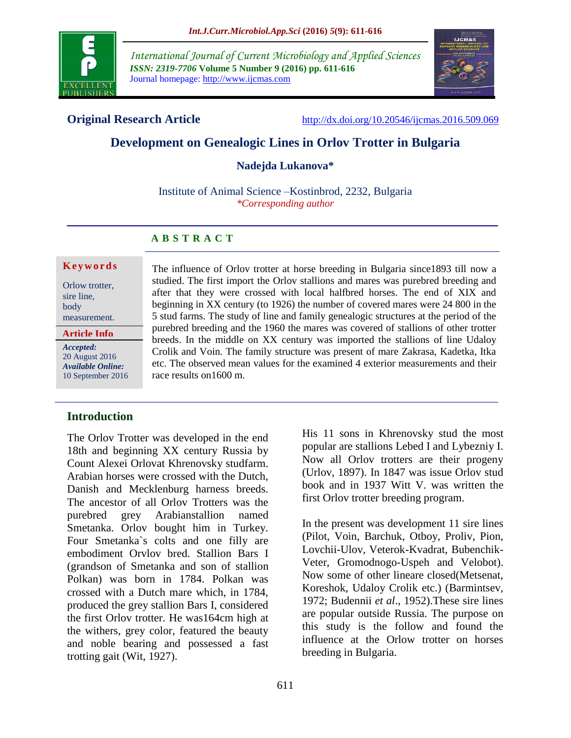**Original Research Article** http://dx.doi.org/10.20546/ijcmas.2016.509.069

# Development on Genealogic Lines in Orlov Trotter in Bulgaria

**Nadejda Lukanova***

Institute of Animal Science –Kostinbrod, 2232, Bulgaria
*\*Corresponding author*

## A B S T R A C T

**Keywords**

Orlow trotter, sire line, body measurement.

**Article Info**

*Accepted:* 20 August 2016
*Available Online:* 10 September 2016

The influence of Orlov trotter at horse breeding in Bulgaria since1893 till now a studied. The first import the Orlov stallions and mares was purebred breeding and after that they were crossed with local halfbred horses. The end of XIX and beginning in XX century (to 1926) the number of covered mares were 24 800 in the 5 stud farms. The study of line and family genealogic structures at the period of the purebred breeding and the 1960 the mares was covered of stallions of other trotter breeds. In the middle on XX century was imported the stallions of line Udaloy Crolik and Voin. The family structure was present of mare Zakrasa, Kadetka, Itka etc. The observed mean values for the examined 4 exterior measurements and their race results on1600 m.

## Introduction

The Orlov Trotter was developed in the end 18th and beginning XX century Russia by Count Alexei Orlovat Khrenovsky studfarm. Arabian horses were crossed with the Dutch, Danish and Mecklenburg harness breeds. The ancestor of all Orlov Trotters was the purebred grey Arabianstallion named Smetanka. Orlov bought him in Turkey. Four Smetanka`s colts and one filly are embodiment Orvlov bred. Stallion Bars I (grandson of Smetanka and son of stallion Polkan) was born in 1784. Polkan was crossed with a Dutch mare which, in 1784, produced the grey stallion Bars I, considered the first Orlov trotter. He was164cm high at the withers, grey color, featured the beauty and noble bearing and possessed a fast trotting gait (Wit, 1927).

His 11 sons in Khrenovsky stud the most popular are stallions Lebed I and Lybezniy I. Now all Orlov trotters are their progeny (Urlov, 1897). In 1847 was issue Orlov stud book and in 1937 Witt V. was written the first Orlov trotter breeding program.

In the present was development 11 sire lines (Pilot, Voin, Barchuk, Otboy, Proliv, Pion, Lovchii-Ulov, Veterok-Kvadrat, Bubenchik-Veter, Gromodnogo-Uspeh and Velobot). Now some of other lineare closed(Metsenat, Koreshok, Udaloy Crolik etc.) (Barmintsev, 1972; Budennii *et al*., 1952).These sire lines are popular outside Russia. The purpose on this study is the follow and found the influence at the Orlow trotter on horses breeding in Bulgaria.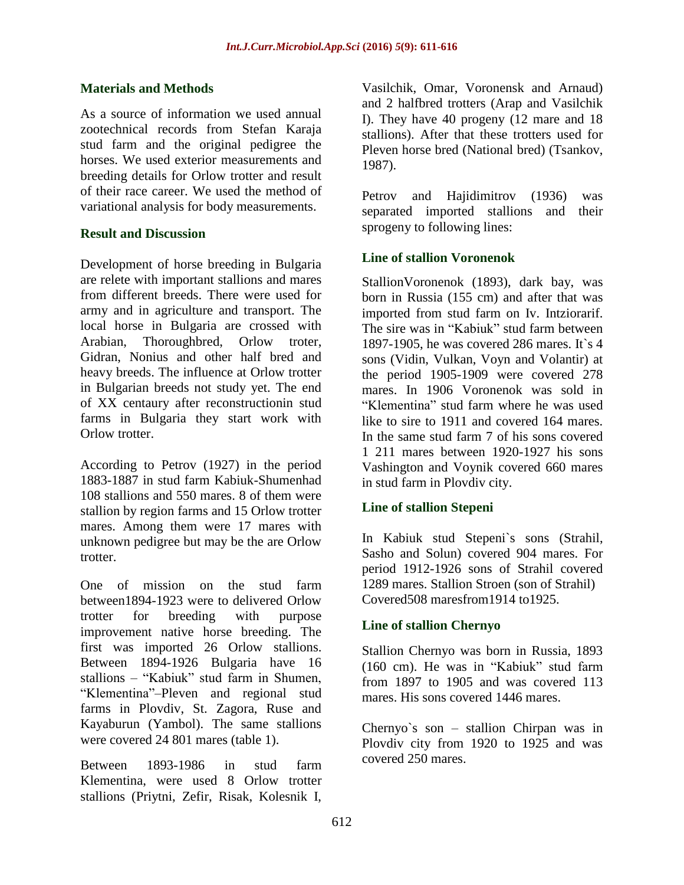## Materials and Methods

As a source of information we used annual zootechnical records from Stefan Karaja stud farm and the original pedigree the horses. We used exterior measurements and breeding details for Orlow trotter and result of their race career. We used the method of variational analysis for body measurements.

## Result and Discussion

Development of horse breeding in Bulgaria are relete with important stallions and mares from different breeds. There were used for army and in agriculture and transport. The local horse in Bulgaria are crossed with Arabian, Thoroughbred, Orlow troter, Gidran, Nonius and other half bred and heavy breeds. The influence at Orlow trotter in Bulgarian breeds not study yet. The end of XX centaury after reconstructionin stud farms in Bulgaria they start work with Orlow trotter.

According to Petrov (1927) in the period 1883-1887 in stud farm Kabiuk-Shumenhad 108 stallions and 550 mares. 8 of them were stallion by region farms and 15 Orlow trotter mares. Among them were 17 mares with unknown pedigree but may be the are Orlow trotter.

One of mission on the stud farm between1894-1923 were to delivered Orlow trotter for breeding with purpose improvement native horse breeding. The first was imported 26 Orlow stallions. Between 1894-1926 Bulgaria have 16 stallions – "Kabiuk" stud farm in Shumen, "Klementina"–Pleven and regional stud farms in Plovdiv, St. Zagora, Ruse and Kayaburun (Yambol). The same stallions were covered 24 801 mares (table 1).

Between 1893-1986 in stud farm Klementina, were used 8 Orlow trotter stallions (Priytni, Zefir, Risak, Kolesnik I, Vasilchik, Omar, Voronensk and Arnaud) and 2 halfbred trotters (Arap and Vasilchik I). They have 40 progeny (12 mare and 18 stallions). After that these trotters used for Pleven horse bred (National bred) (Tsankov, 1987).

Petrov and Hajidimitrov (1936) was separated imported stallions and their sprogeny to following lines:

### Line of stallion Voronenok

StallionVoronenok (1893), dark bay, was born in Russia (155 cm) and after that was imported from stud farm on Iv. Intziorarif. The sire was in "Kabiuk" stud farm between 1897-1905, he was covered 286 mares. It`s 4 sons (Vidin, Vulkan, Voyn and Volantir) at the period 1905-1909 were covered 278 mares. In 1906 Voronenok was sold in "Klementina" stud farm where he was used like to sire to 1911 and covered 164 mares. In the same stud farm 7 of his sons covered 1 211 mares between 1920-1927 his sons Vashington and Voynik covered 660 mares in stud farm in Plovdiv city.

### Line of stallion Stepeni

In Kabiuk stud Stepeni`s sons (Strahil, Sasho and Solun) covered 904 mares. For period 1912-1926 sons of Strahil covered 1289 mares. Stallion Stroen (son of Strahil) Covered508 maresfrom1914 to1925.

### Line of stallion Chernyo

Stallion Chernyo was born in Russia, 1893 (160 cm). He was in "Kabiuk" stud farm from 1897 to 1905 and was covered 113 mares. His sons covered 1446 mares.

Chernyo`s son – stallion Chirpan was in Plovdiv city from 1920 to 1925 and was covered 250 mares.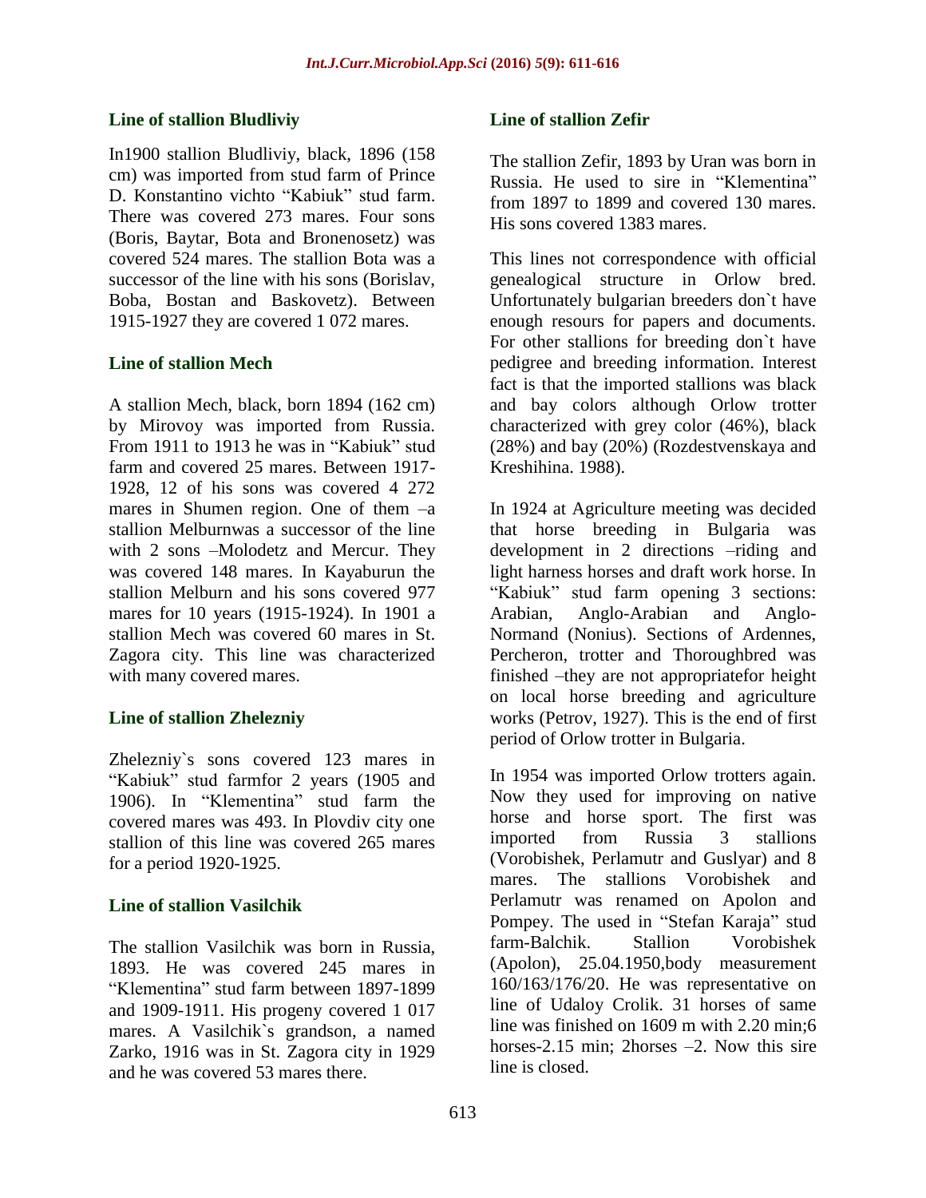### Line of stallion Bludliviy

In1900 stallion Bludliviy, black, 1896 (158 cm) was imported from stud farm of Prince D. Konstantino vichto “Kabiuk” stud farm. There was covered 273 mares. Four sons (Boris, Baytar, Bota and Bronenosetz) was covered 524 mares. The stallion Bota was a successor of the line with his sons (Borislav, Boba, Bostan and Baskovetz). Between 1915-1927 they are covered 1 072 mares.

### Line of stallion Mech

A stallion Mech, black, born 1894 (162 cm) by Mirovoy was imported from Russia. From 1911 to 1913 he was in “Kabiuk” stud farm and covered 25 mares. Between 1917-1928, 12 of his sons was covered 4 272 mares in Shumen region. One of them –a stallion Melburnwas a successor of the line with 2 sons –Molodetz and Mercur. They was covered 148 mares. In Kayaburun the stallion Melburn and his sons covered 977 mares for 10 years (1915-1924). In 1901 a stallion Mech was covered 60 mares in St. Zagora city. This line was characterized with many covered mares.

### Line of stallion Zhelezniy

Zhelezniy`s sons covered 123 mares in “Kabiuk” stud farmfor 2 years (1905 and 1906). In “Klementina” stud farm the covered mares was 493. In Plovdiv city one stallion of this line was covered 265 mares for a period 1920-1925.

### Line of stallion Vasilchik

The stallion Vasilchik was born in Russia, 1893. He was covered 245 mares in “Klementina” stud farm between 1897-1899 and 1909-1911. His progeny covered 1 017 mares. A Vasilchik`s grandson, a named Zarko, 1916 was in St. Zagora city in 1929 and he was covered 53 mares there.

### Line of stallion Zefir

The stallion Zefir, 1893 by Uran was born in Russia. He used to sire in “Klementina” from 1897 to 1899 and covered 130 mares. His sons covered 1383 mares.

This lines not correspondence with official genealogical structure in Orlow bred. Unfortunately bulgarian breeders don`t have enough resours for papers and documents. For other stallions for breeding don`t have pedigree and breeding information. Interest fact is that the imported stallions was black and bay colors although Orlow trotter characterized with grey color (46%), black (28%) and bay (20%) (Rozdestvenskaya and Kreshihina. 1988).

In 1924 at Agriculture meeting was decided that horse breeding in Bulgaria was development in 2 directions –riding and light harness horses and draft work horse. In “Kabiuk” stud farm opening 3 sections: Arabian, Anglo-Arabian and Anglo-Normand (Nonius). Sections of Ardennes, Percheron, trotter and Thoroughbred was finished –they are not appropriatefor height on local horse breeding and agriculture works (Petrov, 1927). This is the end of first period of Orlow trotter in Bulgaria.

In 1954 was imported Orlow trotters again. Now they used for improving on native horse and horse sport. The first was imported from Russia 3 stallions (Vorobishek, Perlamutr and Guslyar) and 8 mares. The stallions Vorobishek and Perlamutr was renamed on Apolon and Pompey. The used in “Stefan Karaja” stud farm-Balchik. Stallion Vorobishek (Apolon), 25.04.1950,body measurement 160/163/176/20. He was representative on line of Udaloy Crolik. 31 horses of same line was finished on 1609 m with 2.20 min;6 horses-2.15 min; 2horses –2. Now this sire line is closed.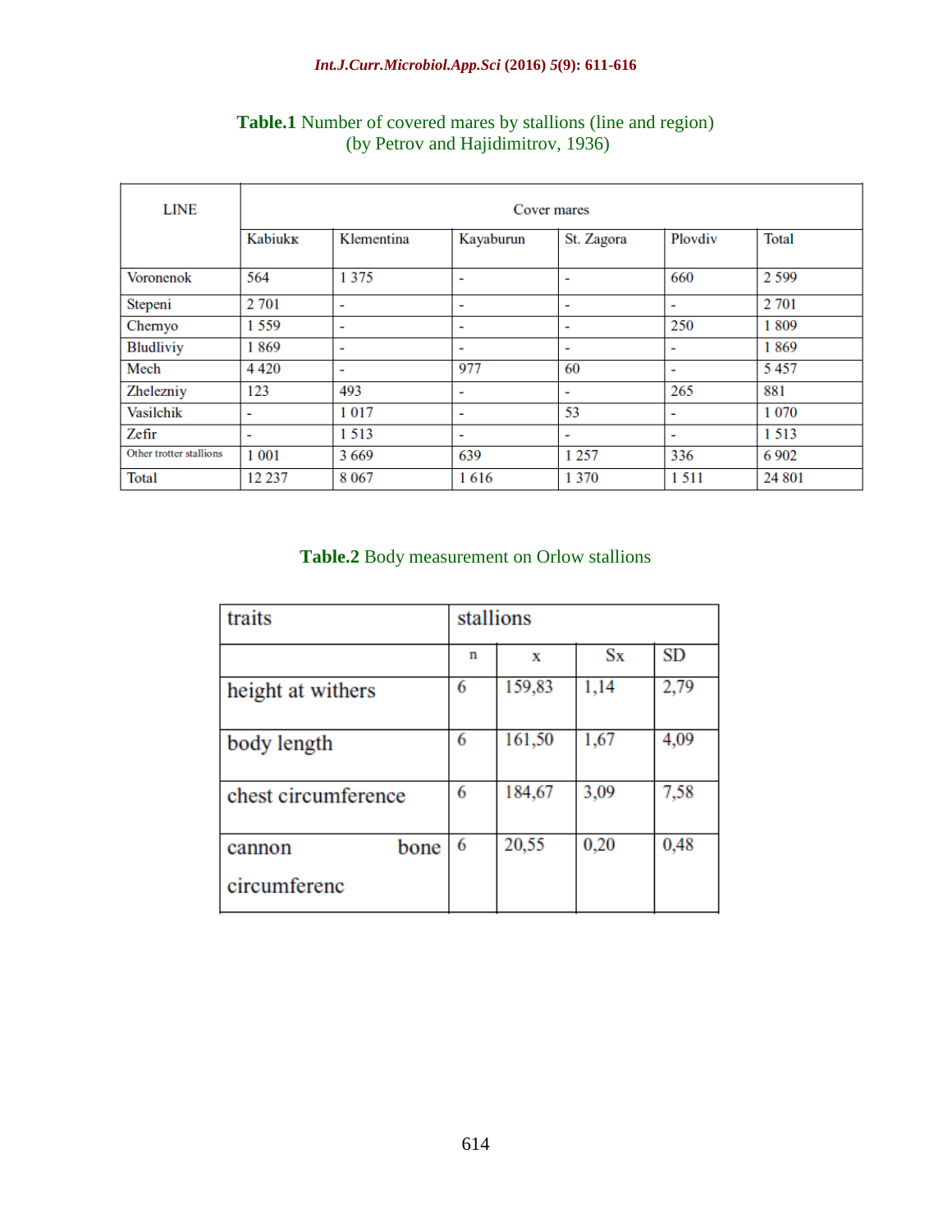**Table.1** Number of covered mares by stallions (line and region) (by Petrov and Hajidimitrov, 1936)

| LINE | Cover mares | | | | | |
|---|---|---|---|---|---|---|
| | Kabiukк | Klementina | Kayaburun | St. Zagora | Plovdiv | Total |
| Voronenok | 564 | 1 375 | - | - | 660 | 2 599 |
| Stepeni | 2 701 | - | - | - | - | 2 701 |
| Chernyo | 1 559 | - | - | - | 250 | 1 809 |
| Bludliviy | 1 869 | - | - | - | - | 1 869 |
| Mech | 4 420 | - | 977 | 60 | - | 5 457 |
| Zhelezniy | 123 | 493 | - | - | 265 | 881 |
| Vasilchik | - | 1 017 | - | 53 | - | 1 070 |
| Zefir | - | 1 513 | - | - | - | 1 513 |
| Other trotter stallions | 1 001 | 3 669 | 639 | 1 257 | 336 | 6 902 |
| Total | 12 237 | 8 067 | 1 616 | 1 370 | 1 511 | 24 801 |

**Table.2** Body measurement on Orlow stallions

| traits | stallions | | | |
|---|---|---|---|---|
| | n | x | Sx | SD |
| height at withers | 6 | 159,83 | 1,14 | 2,79 |
| body length | 6 | 161,50 | 1,67 | 4,09 |
| chest circumference | 6 | 184,67 | 3,09 | 7,58 |
| cannon bone circumferenc | 6 | 20,55 | 0,20 | 0,48 |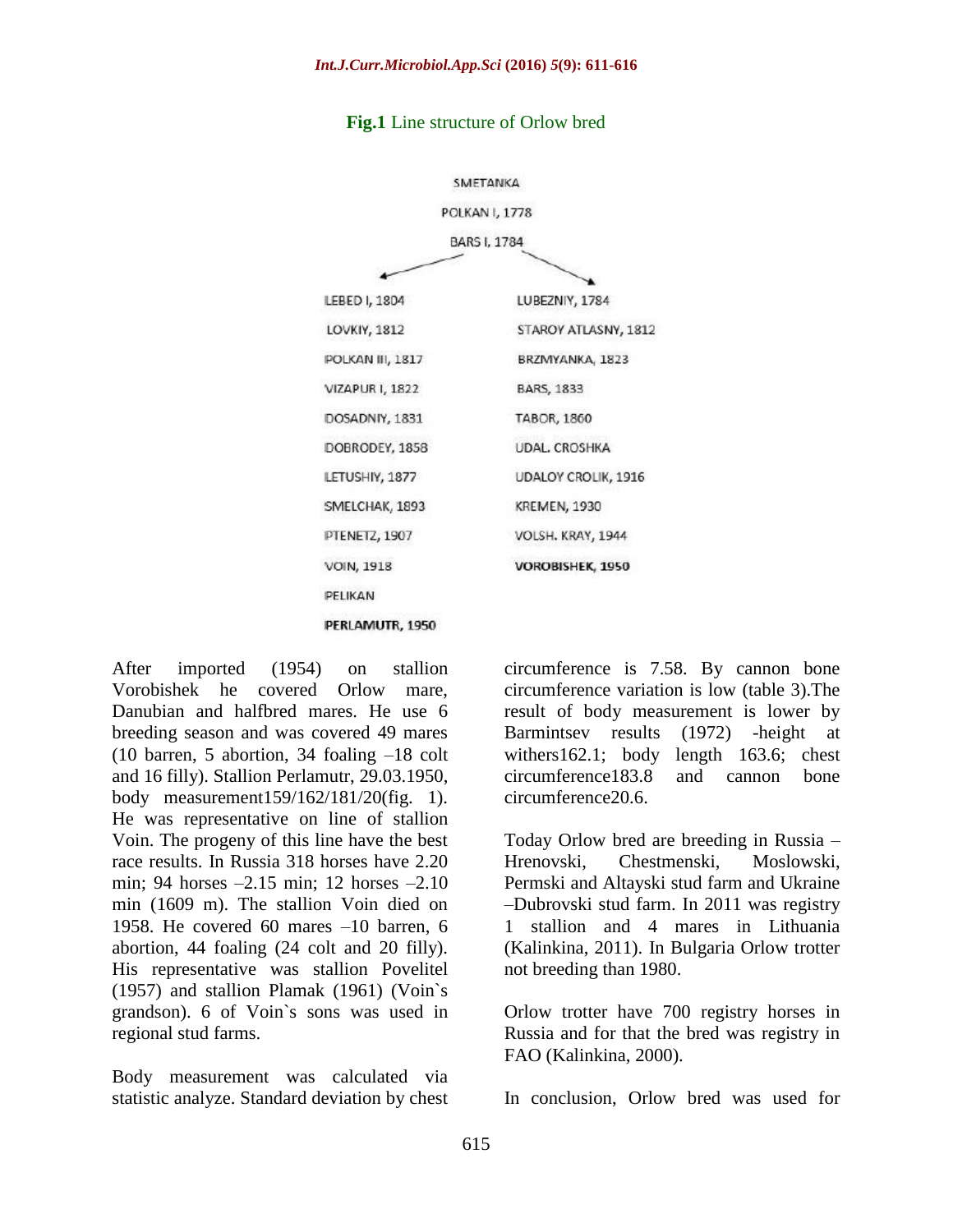**Fig.1** Line structure of Orlow bred

SMETANKA

POLKAN I, 1778

BARS I, 1784

| | |
|---|---|
| LEBED I, 1804 | LUBEZNIY, 1784 |
| LOVKIY, 1812 | STAROY ATLASNY, 1812 |
| POLKAN III, 1817 | BRZMYANKA, 1823 |
| VIZAPUR I, 1822 | BARS, 1833 |
| DOSADNIY, 1831 | TABOR, 1860 |
| DOBRODEY, 1858 | UDAL. CROSHKA |
| LETUSHIY, 1877 | UDALOY CROLIK, 1916 |
| SMELCHAK, 1893 | KREMEN, 1930 |
| PTENETZ, 1907 | VOLSH. KRAY, 1944 |
| VOIN, 1918 | **VOROBISHEK, 1950** |
| PELIKAN | |
| **PERLAMUTR, 1950** | |

After imported (1954) on stallion Vorobishek he covered Orlow mare, Danubian and halfbred mares. He use 6 breeding season and was covered 49 mares (10 barren, 5 abortion, 34 foaling –18 colt and 16 filly). Stallion Perlamutr, 29.03.1950, body measurement159/162/181/20(fig. 1). He was representative on line of stallion Voin. The progeny of this line have the best race results. In Russia 318 horses have 2.20 min; 94 horses –2.15 min; 12 horses –2.10 min (1609 m). The stallion Voin died on 1958. He covered 60 mares –10 barren, 6 abortion, 44 foaling (24 colt and 20 filly). His representative was stallion Povelitel (1957) and stallion Plamak (1961) (Voin`s grandson). 6 of Voin`s sons was used in regional stud farms.

Body measurement was calculated via statistic analyze. Standard deviation by chest circumference is 7.58. By cannon bone circumference variation is low (table 3).The result of body measurement is lower by Barmintsev results (1972) -height at withers162.1; body length 163.6; chest circumference183.8 and cannon bone circumference20.6.

Today Orlow bred are breeding in Russia – Hrenovski, Chestmenski, Moslowski, Permski and Altayski stud farm and Ukraine –Dubrovski stud farm. In 2011 was registry 1 stallion and 4 mares in Lithuania (Kalinkina, 2011). In Bulgaria Orlow trotter not breeding than 1980.

Orlow trotter have 700 registry horses in Russia and for that the bred was registry in FAO (Kalinkina, 2000).

In conclusion, Orlow bred was used for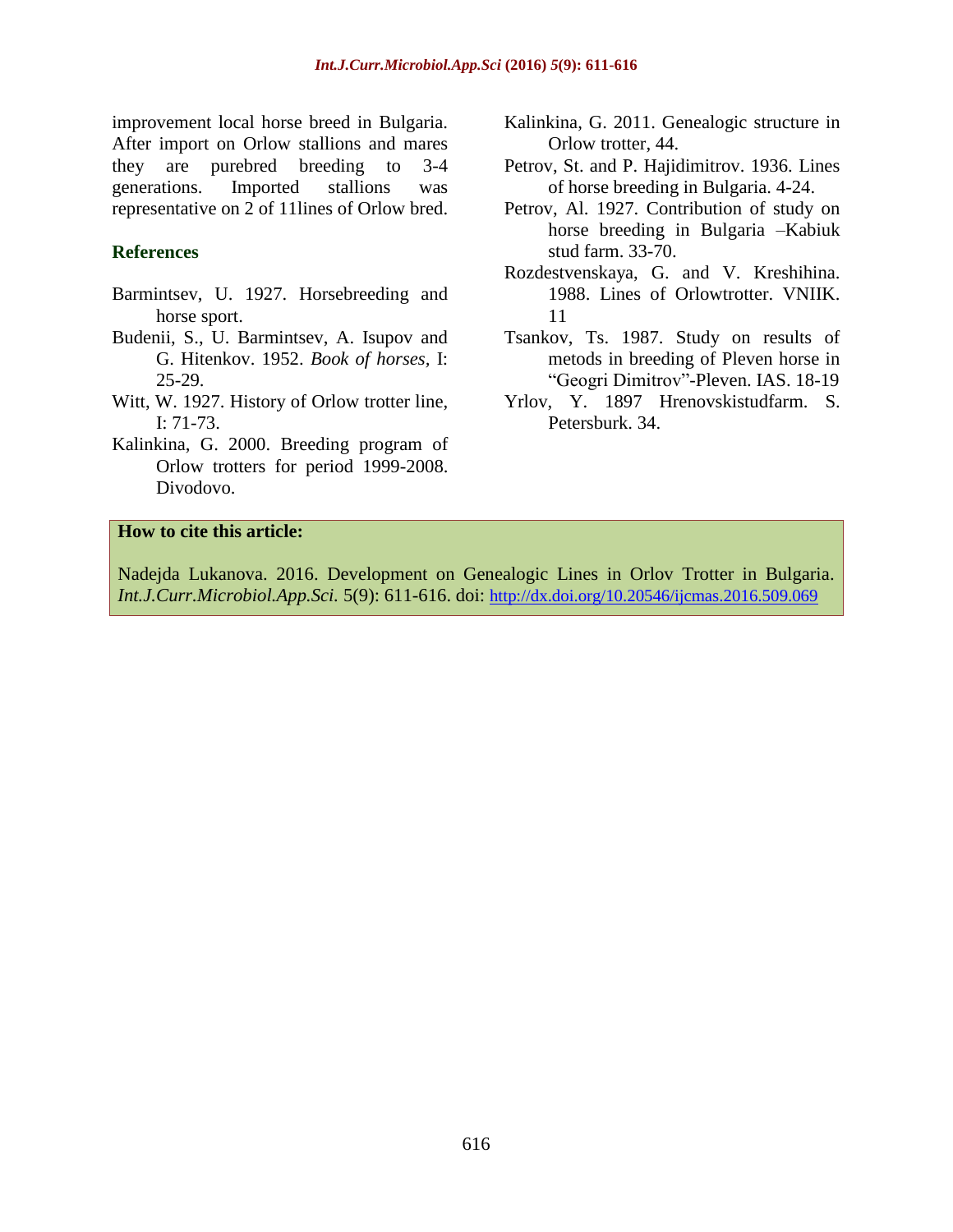improvement local horse breed in Bulgaria. After import on Orlow stallions and mares they are purebred breeding to 3-4 generations. Imported stallions was representative on 2 of 11lines of Orlow bred.

## References

Barmintsev, U. 1927. Horsebreeding and horse sport.

Budenii, S., U. Barmintsev, A. Isupov and G. Hitenkov. 1952. *Book of horses*, I: 25-29.

Witt, W. 1927. History of Orlow trotter line, I: 71-73.

Kalinkina, G. 2000. Breeding program of Orlow trotters for period 1999-2008. Divodovo.

Kalinkina, G. 2011. Genealogic structure in Orlow trotter, 44.

Petrov, St. and P. Hajidimitrov. 1936. Lines of horse breeding in Bulgaria. 4-24.

Petrov, Al. 1927. Contribution of study on horse breeding in Bulgaria –Kabiuk stud farm. 33-70.

Rozdestvenskaya, G. and V. Kreshihina. 1988. Lines of Orlowtrotter. VNIIK. 11

Tsankov, Ts. 1987. Study on results of metods in breeding of Pleven horse in “Geogri Dimitrov”-Pleven. IAS. 18-19

Yrlov, Y. 1897 Hrenovskistudfarm. S. Petersburk. 34.

**How to cite this article:**

Nadejda Lukanova. 2016. Development on Genealogic Lines in Orlov Trotter in Bulgaria. *Int.J.Curr.Microbiol.App.Sci.* 5(9): 611-616. doi: http://dx.doi.org/10.20546/ijcmas.2016.509.069